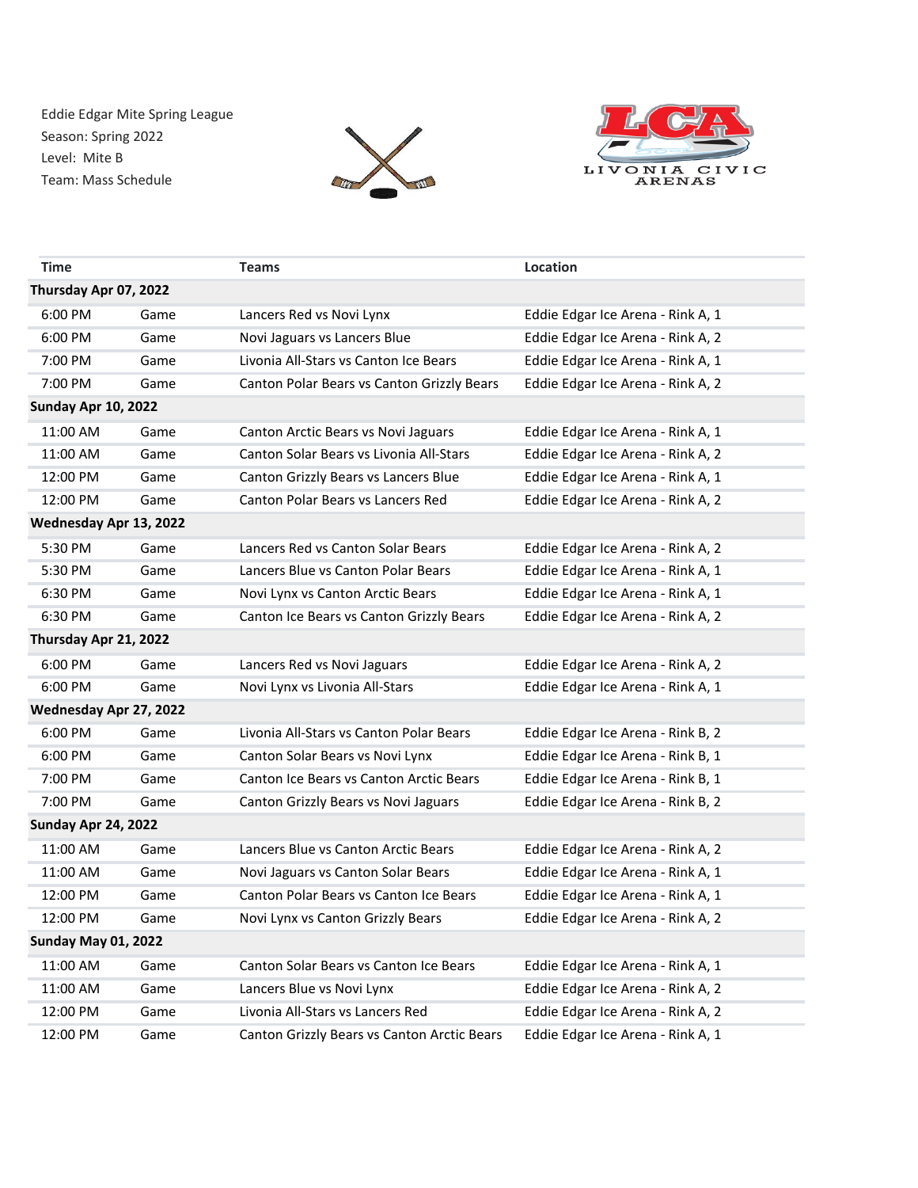Eddie Edgar Mite Spring League
Season: Spring 2022
Level: Mite B
Team: Mass Schedule

LCA
LIVONIA CIVIC ARENAS

| Time | | Teams | Location |
|---|---|---|---|
| **Thursday Apr 07, 2022** | | | |
| 6:00 PM | Game | Lancers Red vs Novi Lynx | Eddie Edgar Ice Arena - Rink A, 1 |
| 6:00 PM | Game | Novi Jaguars vs Lancers Blue | Eddie Edgar Ice Arena - Rink A, 2 |
| 7:00 PM | Game | Livonia All-Stars vs Canton Ice Bears | Eddie Edgar Ice Arena - Rink A, 1 |
| 7:00 PM | Game | Canton Polar Bears vs Canton Grizzly Bears | Eddie Edgar Ice Arena - Rink A, 2 |
| **Sunday Apr 10, 2022** | | | |
| 11:00 AM | Game | Canton Arctic Bears vs Novi Jaguars | Eddie Edgar Ice Arena - Rink A, 1 |
| 11:00 AM | Game | Canton Solar Bears vs Livonia All-Stars | Eddie Edgar Ice Arena - Rink A, 2 |
| 12:00 PM | Game | Canton Grizzly Bears vs Lancers Blue | Eddie Edgar Ice Arena - Rink A, 1 |
| 12:00 PM | Game | Canton Polar Bears vs Lancers Red | Eddie Edgar Ice Arena - Rink A, 2 |
| **Wednesday Apr 13, 2022** | | | |
| 5:30 PM | Game | Lancers Red vs Canton Solar Bears | Eddie Edgar Ice Arena - Rink A, 2 |
| 5:30 PM | Game | Lancers Blue vs Canton Polar Bears | Eddie Edgar Ice Arena - Rink A, 1 |
| 6:30 PM | Game | Novi Lynx vs Canton Arctic Bears | Eddie Edgar Ice Arena - Rink A, 1 |
| 6:30 PM | Game | Canton Ice Bears vs Canton Grizzly Bears | Eddie Edgar Ice Arena - Rink A, 2 |
| **Thursday Apr 21, 2022** | | | |
| 6:00 PM | Game | Lancers Red vs Novi Jaguars | Eddie Edgar Ice Arena - Rink A, 2 |
| 6:00 PM | Game | Novi Lynx vs Livonia All-Stars | Eddie Edgar Ice Arena - Rink A, 1 |
| **Wednesday Apr 27, 2022** | | | |
| 6:00 PM | Game | Livonia All-Stars vs Canton Polar Bears | Eddie Edgar Ice Arena - Rink B, 2 |
| 6:00 PM | Game | Canton Solar Bears vs Novi Lynx | Eddie Edgar Ice Arena - Rink B, 1 |
| 7:00 PM | Game | Canton Ice Bears vs Canton Arctic Bears | Eddie Edgar Ice Arena - Rink B, 1 |
| 7:00 PM | Game | Canton Grizzly Bears vs Novi Jaguars | Eddie Edgar Ice Arena - Rink B, 2 |
| **Sunday Apr 24, 2022** | | | |
| 11:00 AM | Game | Lancers Blue vs Canton Arctic Bears | Eddie Edgar Ice Arena - Rink A, 2 |
| 11:00 AM | Game | Novi Jaguars vs Canton Solar Bears | Eddie Edgar Ice Arena - Rink A, 1 |
| 12:00 PM | Game | Canton Polar Bears vs Canton Ice Bears | Eddie Edgar Ice Arena - Rink A, 1 |
| 12:00 PM | Game | Novi Lynx vs Canton Grizzly Bears | Eddie Edgar Ice Arena - Rink A, 2 |
| **Sunday May 01, 2022** | | | |
| 11:00 AM | Game | Canton Solar Bears vs Canton Ice Bears | Eddie Edgar Ice Arena - Rink A, 1 |
| 11:00 AM | Game | Lancers Blue vs Novi Lynx | Eddie Edgar Ice Arena - Rink A, 2 |
| 12:00 PM | Game | Livonia All-Stars vs Lancers Red | Eddie Edgar Ice Arena - Rink A, 2 |
| 12:00 PM | Game | Canton Grizzly Bears vs Canton Arctic Bears | Eddie Edgar Ice Arena - Rink A, 1 |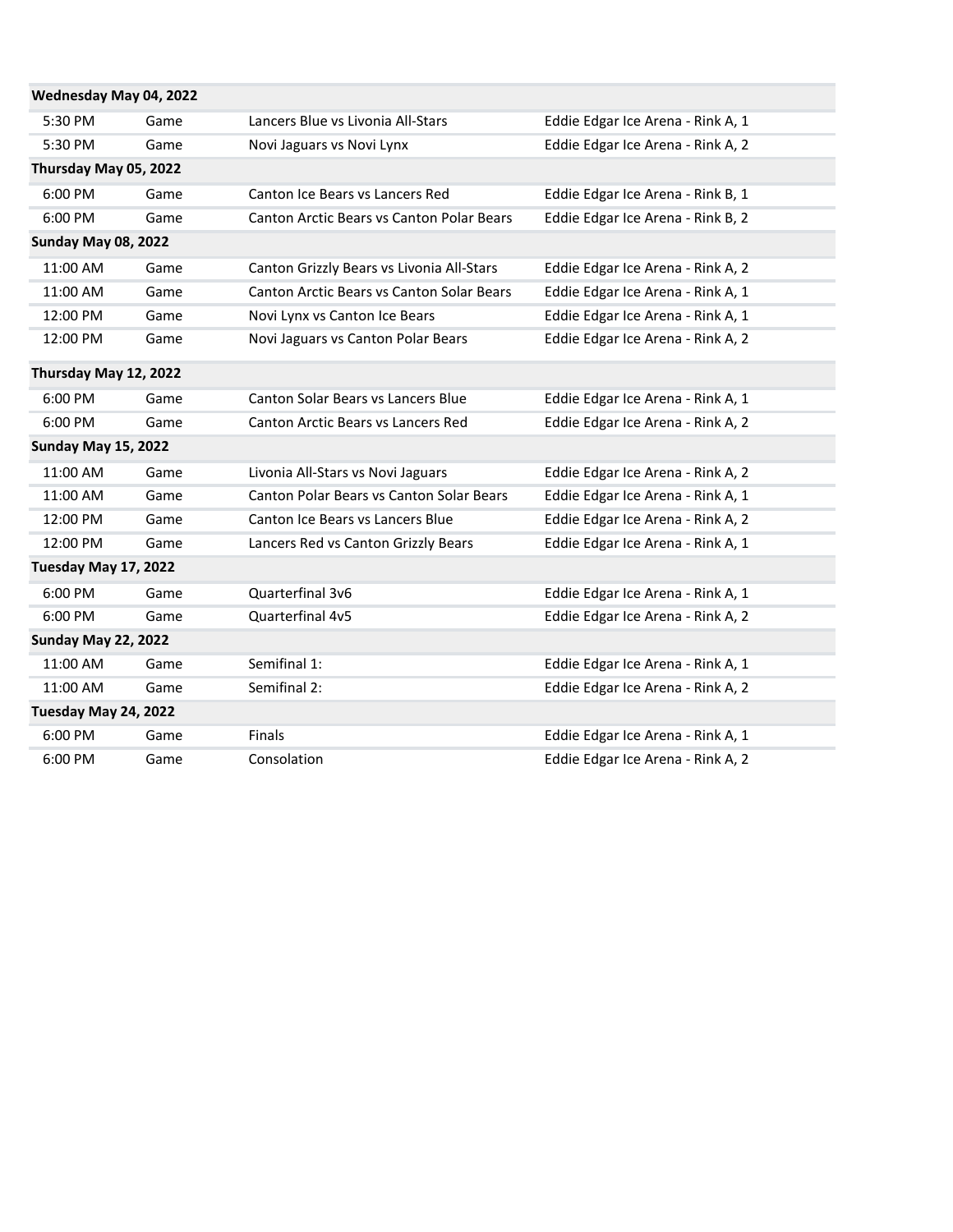| | | | |
|---|---|---|---|
| **Wednesday May 04, 2022** | | | |
| 5:30 PM | Game | Lancers Blue vs Livonia All-Stars | Eddie Edgar Ice Arena - Rink A, 1 |
| 5:30 PM | Game | Novi Jaguars vs Novi Lynx | Eddie Edgar Ice Arena - Rink A, 2 |
| **Thursday May 05, 2022** | | | |
| 6:00 PM | Game | Canton Ice Bears vs Lancers Red | Eddie Edgar Ice Arena - Rink B, 1 |
| 6:00 PM | Game | Canton Arctic Bears vs Canton Polar Bears | Eddie Edgar Ice Arena - Rink B, 2 |
| **Sunday May 08, 2022** | | | |
| 11:00 AM | Game | Canton Grizzly Bears vs Livonia All-Stars | Eddie Edgar Ice Arena - Rink A, 2 |
| 11:00 AM | Game | Canton Arctic Bears vs Canton Solar Bears | Eddie Edgar Ice Arena - Rink A, 1 |
| 12:00 PM | Game | Novi Lynx vs Canton Ice Bears | Eddie Edgar Ice Arena - Rink A, 1 |
| 12:00 PM | Game | Novi Jaguars vs Canton Polar Bears | Eddie Edgar Ice Arena - Rink A, 2 |
| **Thursday May 12, 2022** | | | |
| 6:00 PM | Game | Canton Solar Bears vs Lancers Blue | Eddie Edgar Ice Arena - Rink A, 1 |
| 6:00 PM | Game | Canton Arctic Bears vs Lancers Red | Eddie Edgar Ice Arena - Rink A, 2 |
| **Sunday May 15, 2022** | | | |
| 11:00 AM | Game | Livonia All-Stars vs Novi Jaguars | Eddie Edgar Ice Arena - Rink A, 2 |
| 11:00 AM | Game | Canton Polar Bears vs Canton Solar Bears | Eddie Edgar Ice Arena - Rink A, 1 |
| 12:00 PM | Game | Canton Ice Bears vs Lancers Blue | Eddie Edgar Ice Arena - Rink A, 2 |
| 12:00 PM | Game | Lancers Red vs Canton Grizzly Bears | Eddie Edgar Ice Arena - Rink A, 1 |
| **Tuesday May 17, 2022** | | | |
| 6:00 PM | Game | Quarterfinal 3v6 | Eddie Edgar Ice Arena - Rink A, 1 |
| 6:00 PM | Game | Quarterfinal 4v5 | Eddie Edgar Ice Arena - Rink A, 2 |
| **Sunday May 22, 2022** | | | |
| 11:00 AM | Game | Semifinal 1: | Eddie Edgar Ice Arena - Rink A, 1 |
| 11:00 AM | Game | Semifinal 2: | Eddie Edgar Ice Arena - Rink A, 2 |
| **Tuesday May 24, 2022** | | | |
| 6:00 PM | Game | Finals | Eddie Edgar Ice Arena - Rink A, 1 |
| 6:00 PM | Game | Consolation | Eddie Edgar Ice Arena - Rink A, 2 |